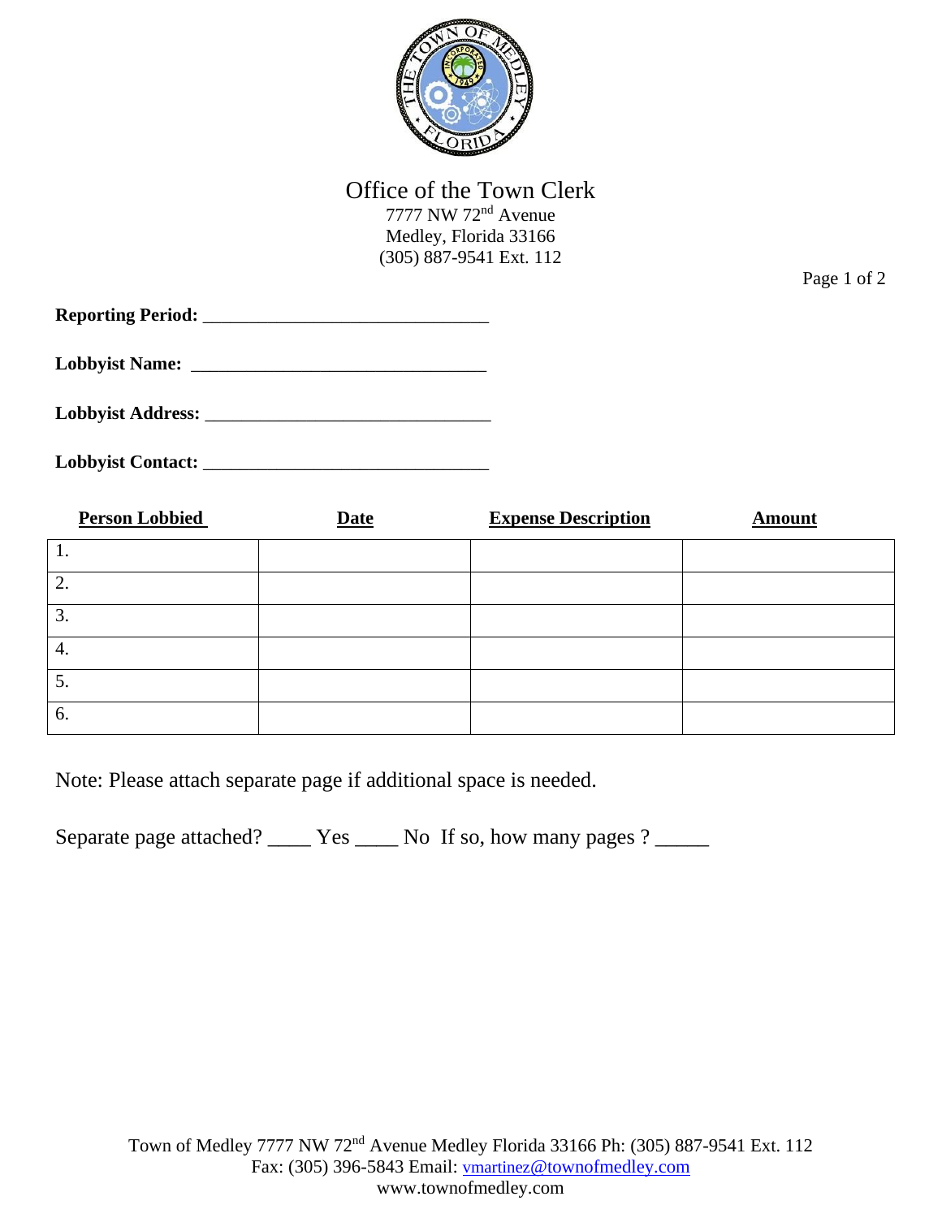# Office of the Town Clerk

7777 NW 72nd Avenue
Medley, Florida 33166
(305) 887-9541 Ext. 112

**Reporting Period:** ______________________________

**Lobbyist Name:** ______________________________

**Lobbyist Address:** ______________________________

**Lobbyist Contact:** ______________________________

| **Person Lobbied** | **Date** | **Expense Description** | **Amount** |
|---|---|---|---|
| 1. | | | |
| 2. | | | |
| 3. | | | |
| 4. | | | |
| 5. | | | |
| 6. | | | |

Note: Please attach separate page if additional space is needed.

Separate page attached? ____ Yes ____ No If so, how many pages ? _____

Town of Medley 7777 NW 72nd Avenue Medley Florida 33166 Ph: (305) 887-9541 Ext. 112
Fax: (305) 396-5843 Email: vmartinez@townofmedley.com
www.townofmedley.com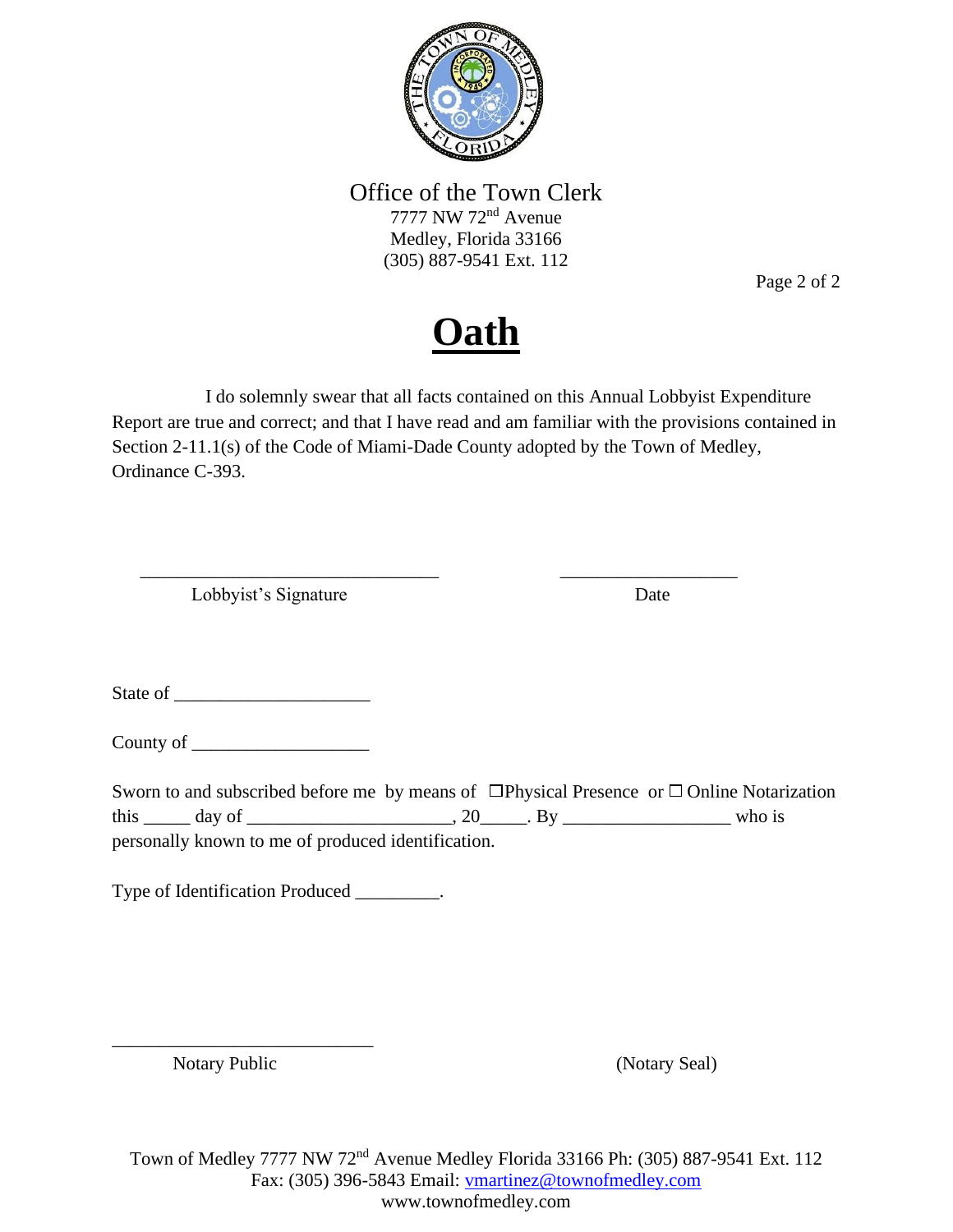Office of the Town Clerk
7777 NW 72nd Avenue
Medley, Florida 33166
(305) 887-9541 Ext. 112

# Oath

I do solemnly swear that all facts contained on this Annual Lobbyist Expenditure Report are true and correct; and that I have read and am familiar with the provisions contained in Section 2-11.1(s) of the Code of Miami-Dade County adopted by the Town of Medley, Ordinance C-393.

\_\_\_\_\_\_\_\_\_\_\_\_\_\_\_\_\_\_\_\_\_\_\_\_\_\_\_\_\_\_\_\_ \_\_\_\_\_\_\_\_\_\_\_\_\_\_\_\_\_\_\_
Lobbyist's Signature Date

State of \_\_\_\_\_\_\_\_\_\_\_\_\_\_\_\_\_\_\_\_\_

County of \_\_\_\_\_\_\_\_\_\_\_\_\_\_\_\_\_\_\_

Sworn to and subscribed before me by means of ☐Physical Presence or ☐ Online Notarization this \_\_\_\_\_ day of \_\_\_\_\_\_\_\_\_\_\_\_\_\_\_\_\_\_\_\_\_\_, 20\_\_\_\_\_. By \_\_\_\_\_\_\_\_\_\_\_\_\_\_\_\_\_\_ who is personally known to me of produced identification.

Type of Identification Produced \_\_\_\_\_\_\_\_\_.

\_\_\_\_\_\_\_\_\_\_\_\_\_\_\_\_\_\_\_\_\_\_\_\_\_\_\_\_
Notary Public (Notary Seal)

Town of Medley 7777 NW 72nd Avenue Medley Florida 33166 Ph: (305) 887-9541 Ext. 112
Fax: (305) 396-5843 Email: vmartinez@townofmedley.com
www.townofmedley.com